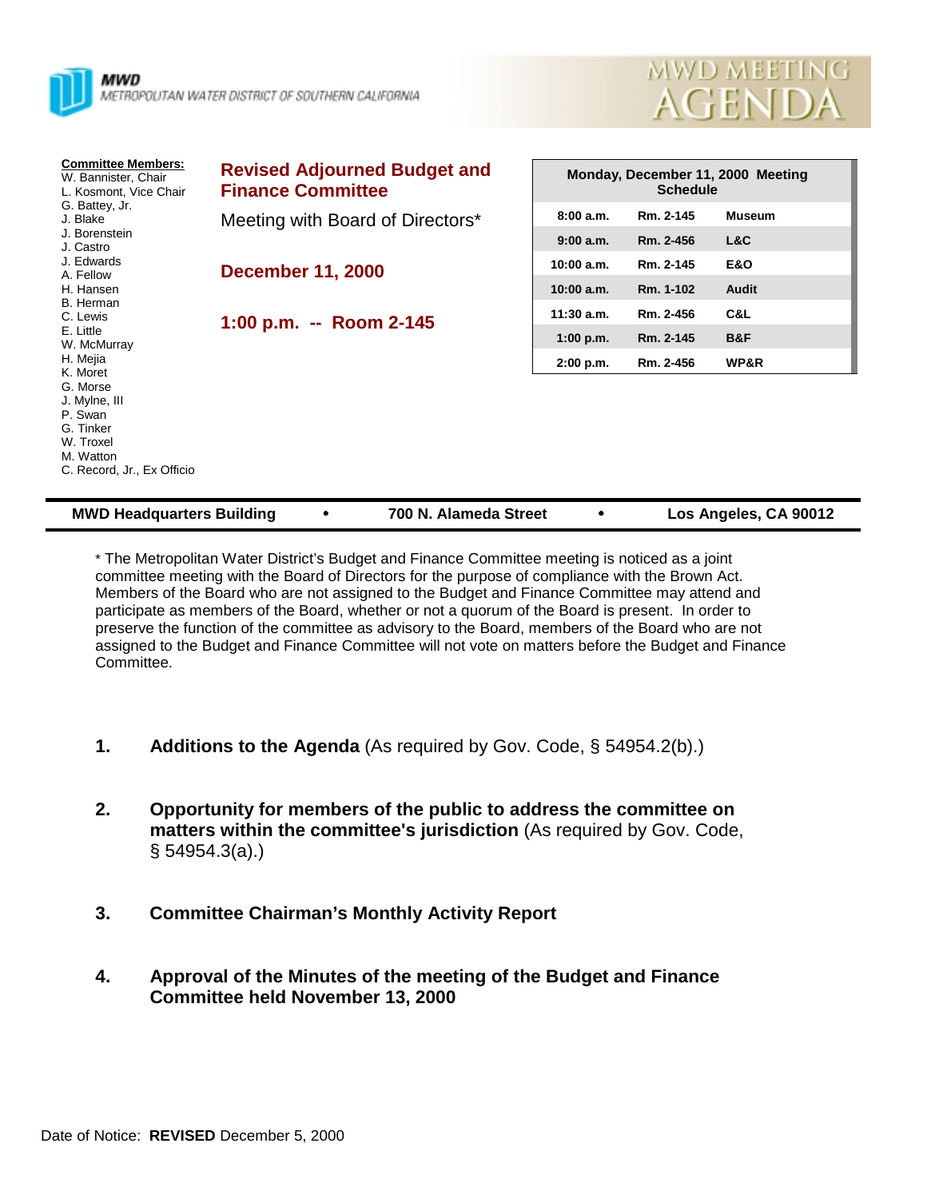**MWD**
METROPOLITAN WATER DISTRICT OF SOUTHERN CALIFORNIA

MWD MEETING AGENDA

**Committee Members:**
W. Bannister, Chair
L. Kosmont, Vice Chair
G. Battey, Jr.
J. Blake
J. Borenstein
J. Castro
J. Edwards
A. Fellow
H. Hansen
B. Herman
C. Lewis
E. Little
W. McMurray
H. Mejia
K. Moret
G. Morse
J. Mylne, III
P. Swan
G. Tinker
W. Troxel
M. Watton
C. Record, Jr., Ex Officio

# Revised Adjourned Budget and Finance Committee

Meeting with Board of Directors*

## December 11, 2000

## 1:00 p.m. -- Room 2-145

| Monday, December 11, 2000 Meeting Schedule | | |
|---|---|---|
| 8:00 a.m. | Rm. 2-145 | Museum |
| 9:00 a.m. | Rm. 2-456 | L&C |
| 10:00 a.m. | Rm. 2-145 | E&O |
| 10:00 a.m. | Rm. 1-102 | Audit |
| 11:30 a.m. | Rm. 2-456 | C&L |
| 1:00 p.m. | Rm. 2-145 | B&F |
| 2:00 p.m. | Rm. 2-456 | WP&R |

**MWD Headquarters Building • 700 N. Alameda Street • Los Angeles, CA 90012**

* The Metropolitan Water District's Budget and Finance Committee meeting is noticed as a joint committee meeting with the Board of Directors for the purpose of compliance with the Brown Act. Members of the Board who are not assigned to the Budget and Finance Committee may attend and participate as members of the Board, whether or not a quorum of the Board is present. In order to preserve the function of the committee as advisory to the Board, members of the Board who are not assigned to the Budget and Finance Committee will not vote on matters before the Budget and Finance Committee.

1. **Additions to the Agenda** (As required by Gov. Code, § 54954.2(b).)

2. **Opportunity for members of the public to address the committee on matters within the committee's jurisdiction** (As required by Gov. Code, § 54954.3(a).)

3. **Committee Chairman's Monthly Activity Report**

4. **Approval of the Minutes of the meeting of the Budget and Finance Committee held November 13, 2000**

Date of Notice: **REVISED** December 5, 2000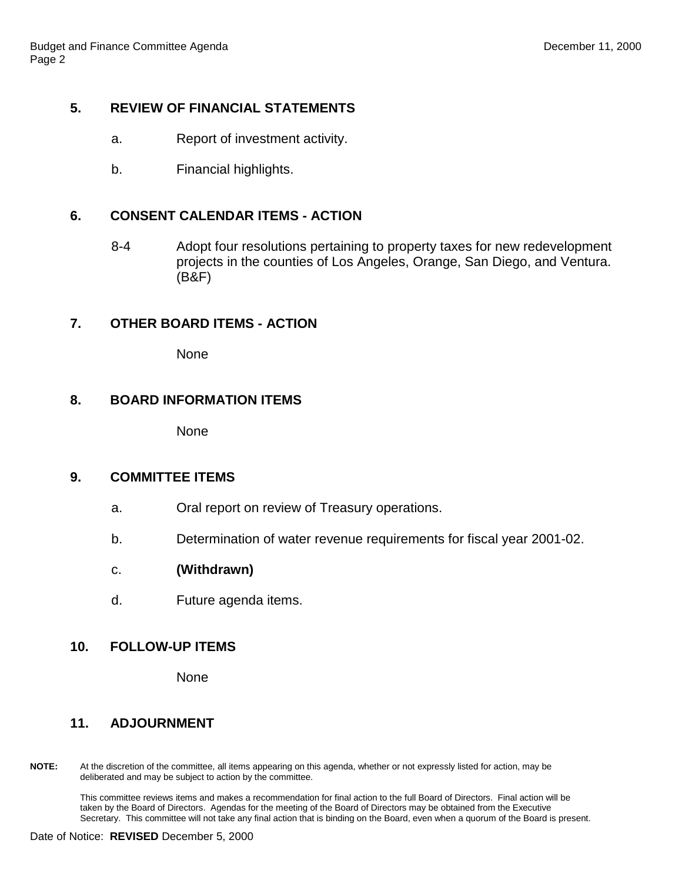## 5. REVIEW OF FINANCIAL STATEMENTS

a. Report of investment activity.

b. Financial highlights.

## 6. CONSENT CALENDAR ITEMS - ACTION

8-4 Adopt four resolutions pertaining to property taxes for new redevelopment projects in the counties of Los Angeles, Orange, San Diego, and Ventura. (B&F)

## 7. OTHER BOARD ITEMS - ACTION

None

## 8. BOARD INFORMATION ITEMS

None

## 9. COMMITTEE ITEMS

a. Oral report on review of Treasury operations.

b. Determination of water revenue requirements for fiscal year 2001-02.

c. **(Withdrawn)**

d. Future agenda items.

## 10. FOLLOW-UP ITEMS

None

## 11. ADJOURNMENT

**NOTE:** At the discretion of the committee, all items appearing on this agenda, whether or not expressly listed for action, may be deliberated and may be subject to action by the committee.

This committee reviews items and makes a recommendation for final action to the full Board of Directors. Final action will be taken by the Board of Directors. Agendas for the meeting of the Board of Directors may be obtained from the Executive Secretary. This committee will not take any final action that is binding on the Board, even when a quorum of the Board is present.

Date of Notice: **REVISED** December 5, 2000